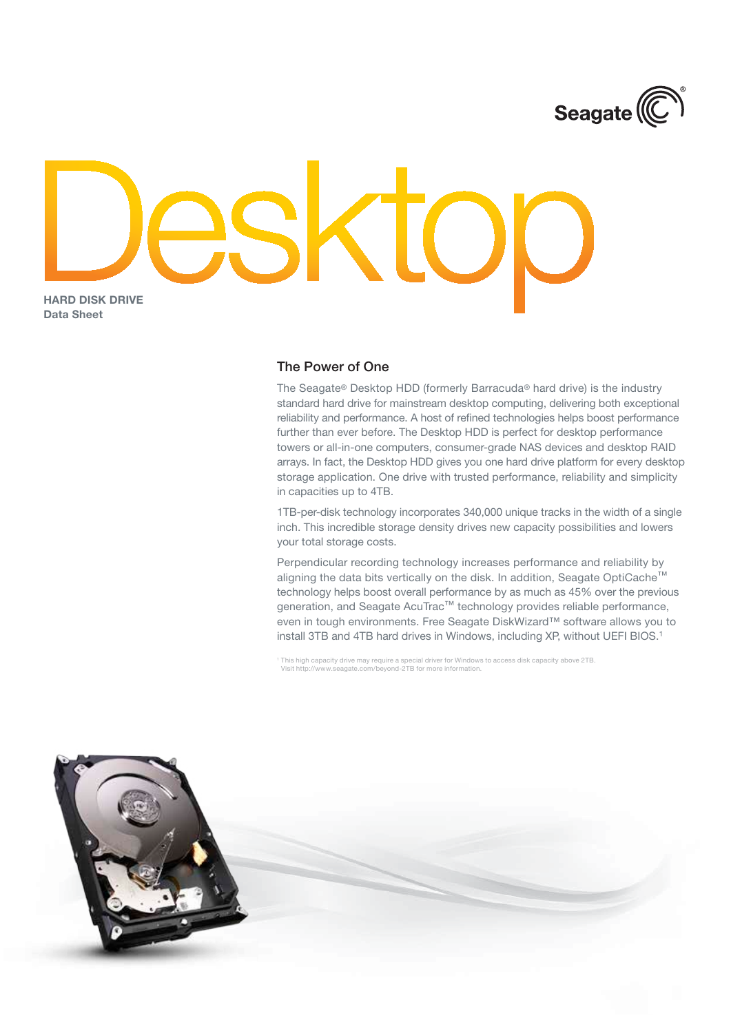Seagate

# Desktop

**HARD DISK DRIVE**
**Data Sheet**

## The Power of One

The Seagate® Desktop HDD (formerly Barracuda® hard drive) is the industry standard hard drive for mainstream desktop computing, delivering both exceptional reliability and performance. A host of refined technologies helps boost performance further than ever before. The Desktop HDD is perfect for desktop performance towers or all-in-one computers, consumer-grade NAS devices and desktop RAID arrays. In fact, the Desktop HDD gives you one hard drive platform for every desktop storage application. One drive with trusted performance, reliability and simplicity in capacities up to 4TB.

1TB-per-disk technology incorporates 340,000 unique tracks in the width of a single inch. This incredible storage density drives new capacity possibilities and lowers your total storage costs.

Perpendicular recording technology increases performance and reliability by aligning the data bits vertically on the disk. In addition, Seagate OptiCache™ technology helps boost overall performance by as much as 45% over the previous generation, and Seagate AcuTrac™ technology provides reliable performance, even in tough environments. Free Seagate DiskWizard™ software allows you to install 3TB and 4TB hard drives in Windows, including XP, without UEFI BIOS.[1]

[1] This high capacity drive may require a special driver for Windows to access disk capacity above 2TB. Visit http://www.seagate.com/beyond-2TB for more information.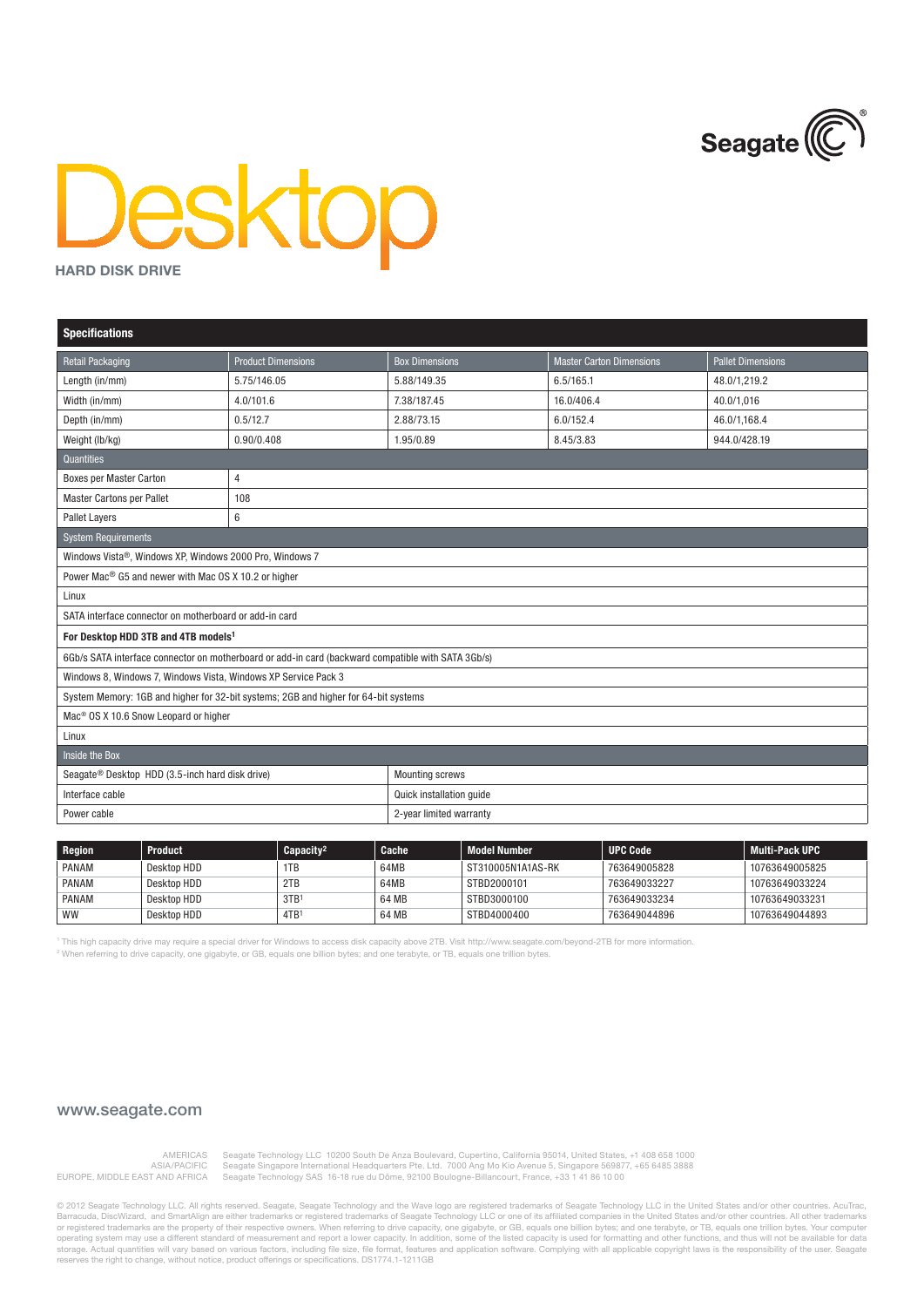Seagate

# Desktop

## HARD DISK DRIVE

| Specifications | | | | |
|---|---|---|---|---|
| Retail Packaging | Product Dimensions | Box Dimensions | Master Carton Dimensions | Pallet Dimensions |
| Length (in/mm) | 5.75/146.05 | 5.88/149.35 | 6.5/165.1 | 48.0/1,219.2 |
| Width (in/mm) | 4.0/101.6 | 7.38/187.45 | 16.0/406.4 | 40.0/1,016 |
| Depth (in/mm) | 0.5/12.7 | 2.88/73.15 | 6.0/152.4 | 46.0/1,168.4 |
| Weight (lb/kg) | 0.90/0.408 | 1.95/0.89 | 8.45/3.83 | 944.0/428.19 |
| Quantities | | | | |
| Boxes per Master Carton | 4 | | | |
| Master Cartons per Pallet | 108 | | | |
| Pallet Layers | 6 | | | |
| System Requirements | | | | |
| Windows Vista®, Windows XP, Windows 2000 Pro, Windows 7 | | | | |
| Power Mac® G5 and newer with Mac OS X 10.2 or higher | | | | |
| Linux | | | | |
| SATA interface connector on motherboard or add-in card | | | | |
| **For Desktop HDD 3TB and 4TB models[1]** | | | | |
| 6Gb/s SATA interface connector on motherboard or add-in card (backward compatible with SATA 3Gb/s) | | | | |
| Windows 8, Windows 7, Windows Vista, Windows XP Service Pack 3 | | | | |
| System Memory: 1GB and higher for 32-bit systems; 2GB and higher for 64-bit systems | | | | |
| Mac® OS X 10.6 Snow Leopard or higher | | | | |
| Linux | | | | |
| Inside the Box | | | | |
| Seagate® Desktop HDD (3.5-inch hard disk drive) | | Mounting screws | | |
| Interface cable | | Quick installation guide | | |
| Power cable | | 2-year limited warranty | | |

| Region | Product | Capacity[2] | Cache | Model Number | UPC Code | Multi-Pack UPC |
|---|---|---|---|---|---|---|
| PANAM | Desktop HDD | 1TB | 64MB | ST310005N1A1AS-RK | 763649005828 | 10763649005825 |
| PANAM | Desktop HDD | 2TB | 64MB | STBD2000101 | 763649033227 | 10763649033224 |
| PANAM | Desktop HDD | 3TB[1] | 64 MB | STBD3000100 | 763649033234 | 10763649033231 |
| WW | Desktop HDD | 4TB[1] | 64 MB | STBD4000400 | 763649044896 | 10763649044893 |

[1] This high capacity drive may require a special driver for Windows to access disk capacity above 2TB. Visit http://www.seagate.com/beyond-2TB for more information.

[2] When referring to drive capacity, one gigabyte, or GB, equals one billion bytes; and one terabyte, or TB, equals one trillion bytes.

www.seagate.com

AMERICAS Seagate Technology LLC 10200 South De Anza Boulevard, Cupertino, California 95014, United States, +1 408 658 1000

ASIA/PACIFIC Seagate Singapore International Headquarters Pte. Ltd. 7000 Ang Mo Kio Avenue 5, Singapore 569877, +65 6485 3888

EUROPE, MIDDLE EAST AND AFRICA Seagate Technology SAS 16-18 rue du Dôme, 92100 Boulogne-Billancourt, France, +33 1 41 86 10 00

© 2012 Seagate Technology LLC. All rights reserved. Seagate, Seagate Technology and the Wave logo are registered trademarks of Seagate Technology LLC in the United States and/or other countries. AcuTrac, Barracuda, DiscWizard, and SmartAlign are either trademarks or registered trademarks of Seagate Technology LLC or one of its affiliated companies in the United States and/or other countries. All other trademarks or registered trademarks are the property of their respective owners. When referring to drive capacity, one gigabyte, or GB, equals one billion bytes; and one terabyte, or TB, equals one trillion bytes. Your computer operating system may use a different standard of measurement and report a lower capacity. In addition, some of the listed capacity is used for formatting and other functions, and thus will not be available for data storage. Actual quantities will vary based on various factors, including file size, file format, features and application software. Complying with all applicable copyright laws is the responsibility of the user. Seagate reserves the right to change, without notice, product offerings or specifications. DS1774.1-1211GB